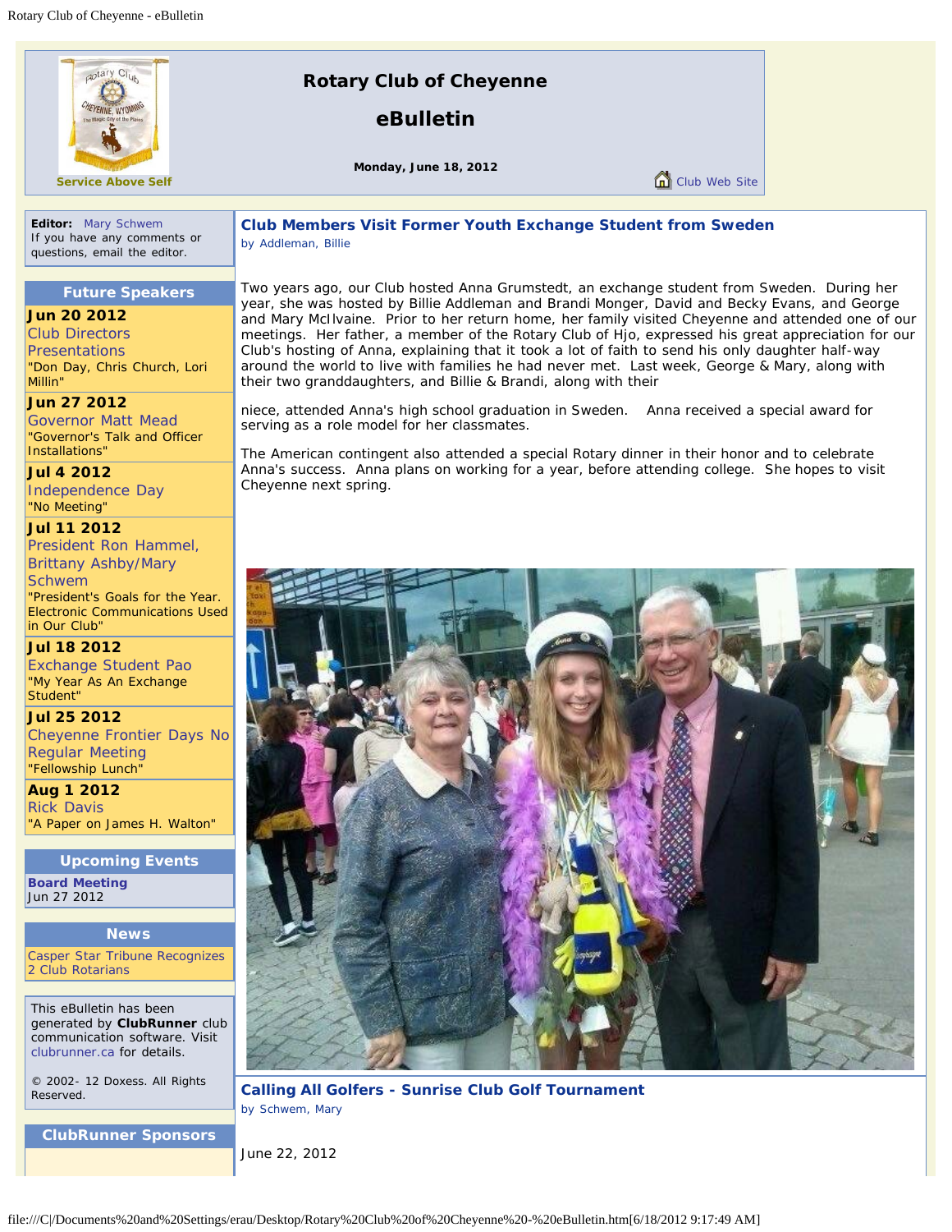# Rotary Club of Cheyenne

## eBulletin

**Monday, June 18, 2012**

**Service Above Self**

Club Web Site

**Editor:** Mary Schwem
If you have any comments or questions, email the editor.

### Future Speakers

**Jun 20 2012**
Club Directors Presentations
"Don Day, Chris Church, Lori Millin"

**Jun 27 2012**
Governor Matt Mead
"Governor's Talk and Officer Installations"

**Jul 4 2012**
Independence Day
"No Meeting"

**Jul 11 2012**
President Ron Hammel, Brittany Ashby/Mary Schwem
"President's Goals for the Year. Electronic Communications Used in Our Club"

**Jul 18 2012**
Exchange Student Pao
"My Year As An Exchange Student"

**Jul 25 2012**
Cheyenne Frontier Days No Regular Meeting
"Fellowship Lunch"

**Aug 1 2012**
Rick Davis
"A Paper on James H. Walton"

### Upcoming Events

**Board Meeting**
Jun 27 2012

### News

Casper Star Tribune Recognizes 2 Club Rotarians

This eBulletin has been generated by **ClubRunner** club communication software. Visit clubrunner.ca for details.

© 2002- 12 Doxess. All Rights Reserved.

### ClubRunner Sponsors

## Club Members Visit Former Youth Exchange Student from Sweden

by Addleman, Billie

Two years ago, our Club hosted Anna Grumstedt, an exchange student from Sweden. During her year, she was hosted by Billie Addleman and Brandi Monger, David and Becky Evans, and George and Mary McIlvaine. Prior to her return home, her family visited Cheyenne and attended one of our meetings. Her father, a member of the Rotary Club of Hjo, expressed his great appreciation for our Club's hosting of Anna, explaining that it took a lot of faith to send his only daughter half-way around the world to live with families he had never met. Last week, George & Mary, along with their two granddaughters, and Billie & Brandi, along with their niece, attended Anna's high school graduation in Sweden. Anna received a special award for serving as a role model for her classmates.

The American contingent also attended a special Rotary dinner in their honor and to celebrate Anna's success. Anna plans on working for a year, before attending college. She hopes to visit Cheyenne next spring.

## Calling All Golfers - Sunrise Club Golf Tournament

by Schwem, Mary

June 22, 2012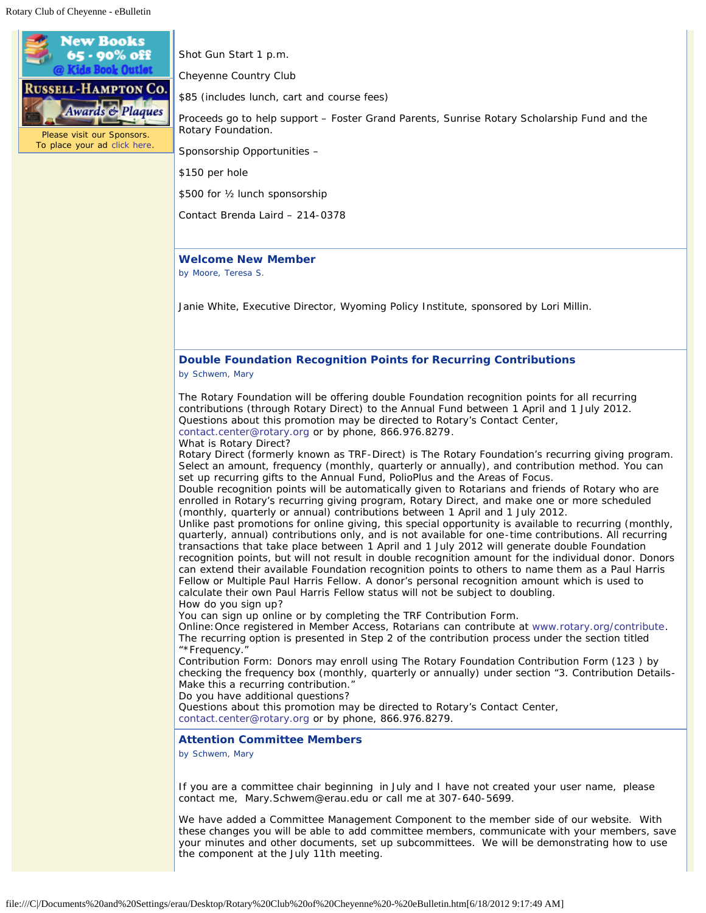Please visit our Sponsors.
To place your ad click here.

Shot Gun Start 1 p.m.

Cheyenne Country Club

$85 (includes lunch, cart and course fees)

Proceeds go to help support – Foster Grand Parents, Sunrise Rotary Scholarship Fund and the Rotary Foundation.

Sponsorship Opportunities –

$150 per hole

$500 for ½ lunch sponsorship

Contact Brenda Laird – 214-0378

## Welcome New Member

by Moore, Teresa S.

Janie White, Executive Director, Wyoming Policy Institute, sponsored by Lori Millin.

## Double Foundation Recognition Points for Recurring Contributions

by Schwem, Mary

The Rotary Foundation will be offering double Foundation recognition points for all recurring contributions (through Rotary Direct) to the Annual Fund between 1 April and 1 July 2012. Questions about this promotion may be directed to Rotary's Contact Center, contact.center@rotary.org or by phone, 866.976.8279.
What is Rotary Direct?
Rotary Direct (formerly known as TRF-Direct) is The Rotary Foundation's recurring giving program. Select an amount, frequency (monthly, quarterly or annually), and contribution method. You can set up recurring gifts to the Annual Fund, PolioPlus and the Areas of Focus.
Double recognition points will be automatically given to Rotarians and friends of Rotary who are enrolled in Rotary's recurring giving program, Rotary Direct, and make one or more scheduled (monthly, quarterly or annual) contributions between 1 April and 1 July 2012.
Unlike past promotions for online giving, this special opportunity is available to recurring (monthly, quarterly, annual) contributions only, and is not available for one-time contributions. All recurring transactions that take place between 1 April and 1 July 2012 will generate double Foundation recognition points, but will not result in double recognition amount for the individual donor. Donors can extend their available Foundation recognition points to others to name them as a Paul Harris Fellow or Multiple Paul Harris Fellow. A donor's personal recognition amount which is used to calculate their own Paul Harris Fellow status will not be subject to doubling.
How do you sign up?
You can sign up online or by completing the TRF Contribution Form.
Online: Once registered in Member Access, Rotarians can contribute at www.rotary.org/contribute. The recurring option is presented in Step 2 of the contribution process under the section titled "*Frequency."
Contribution Form: Donors may enroll using The Rotary Foundation Contribution Form (123 ) by checking the frequency box (monthly, quarterly or annually) under section "3. Contribution Details-Make this a recurring contribution."
Do you have additional questions?
Questions about this promotion may be directed to Rotary's Contact Center, contact.center@rotary.org or by phone, 866.976.8279.

## Attention Committee Members

by Schwem, Mary

If you are a committee chair beginning in July and I have not created your user name, please contact me, Mary.Schwem@erau.edu or call me at 307-640-5699.

We have added a Committee Management Component to the member side of our website. With these changes you will be able to add committee members, communicate with your members, save your minutes and other documents, set up subcommittees. We will be demonstrating how to use the component at the July 11th meeting.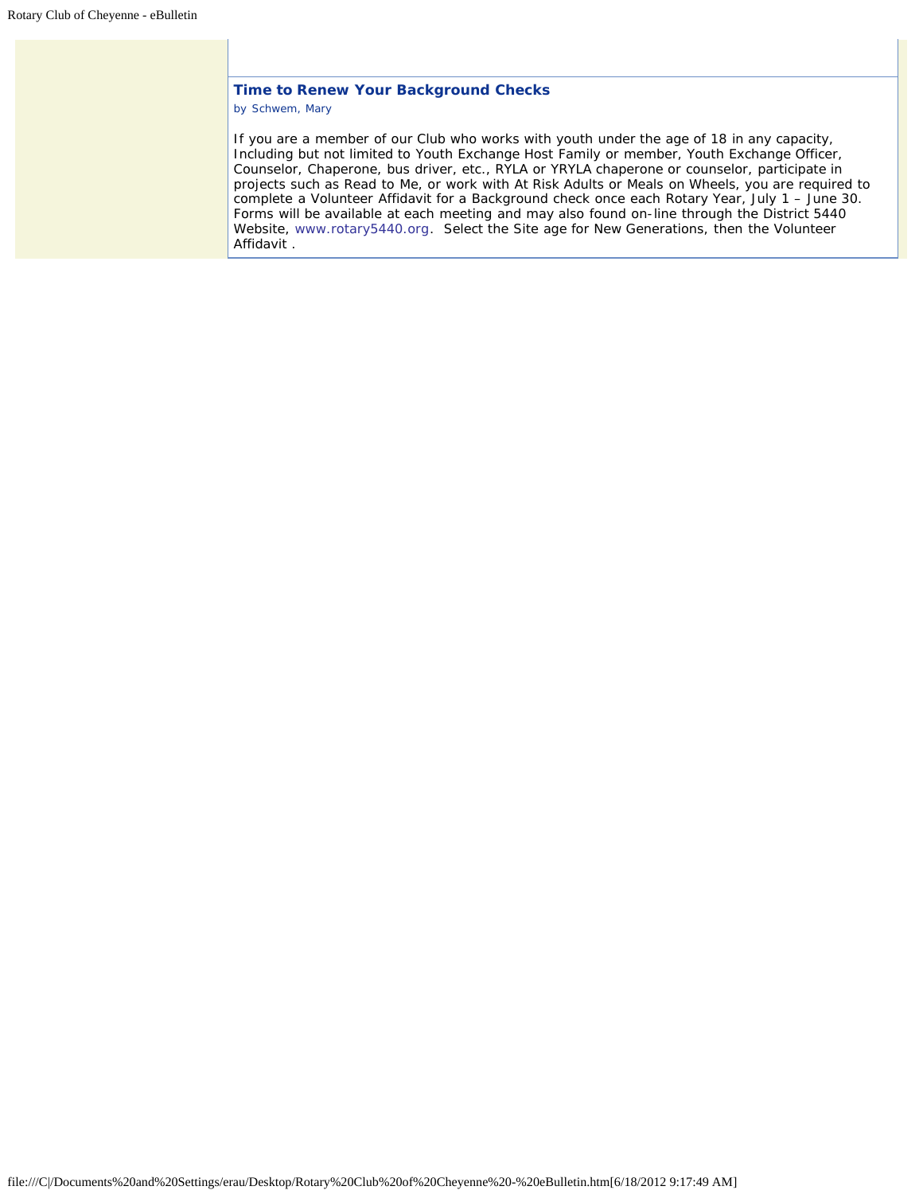## Time to Renew Your Background Checks

by Schwem, Mary

If you are a member of our Club who works with youth under the age of 18 in any capacity, Including but not limited to Youth Exchange Host Family or member, Youth Exchange Officer, Counselor, Chaperone, bus driver, etc., RYLA or YRYLA chaperone or counselor, participate in projects such as Read to Me, or work with At Risk Adults or Meals on Wheels, you are required to complete a Volunteer Affidavit for a Background check once each Rotary Year, July 1 – June 30. Forms will be available at each meeting and may also found on-line through the District 5440 Website, www.rotary5440.org. Select the Site age for New Generations, then the Volunteer Affidavit .